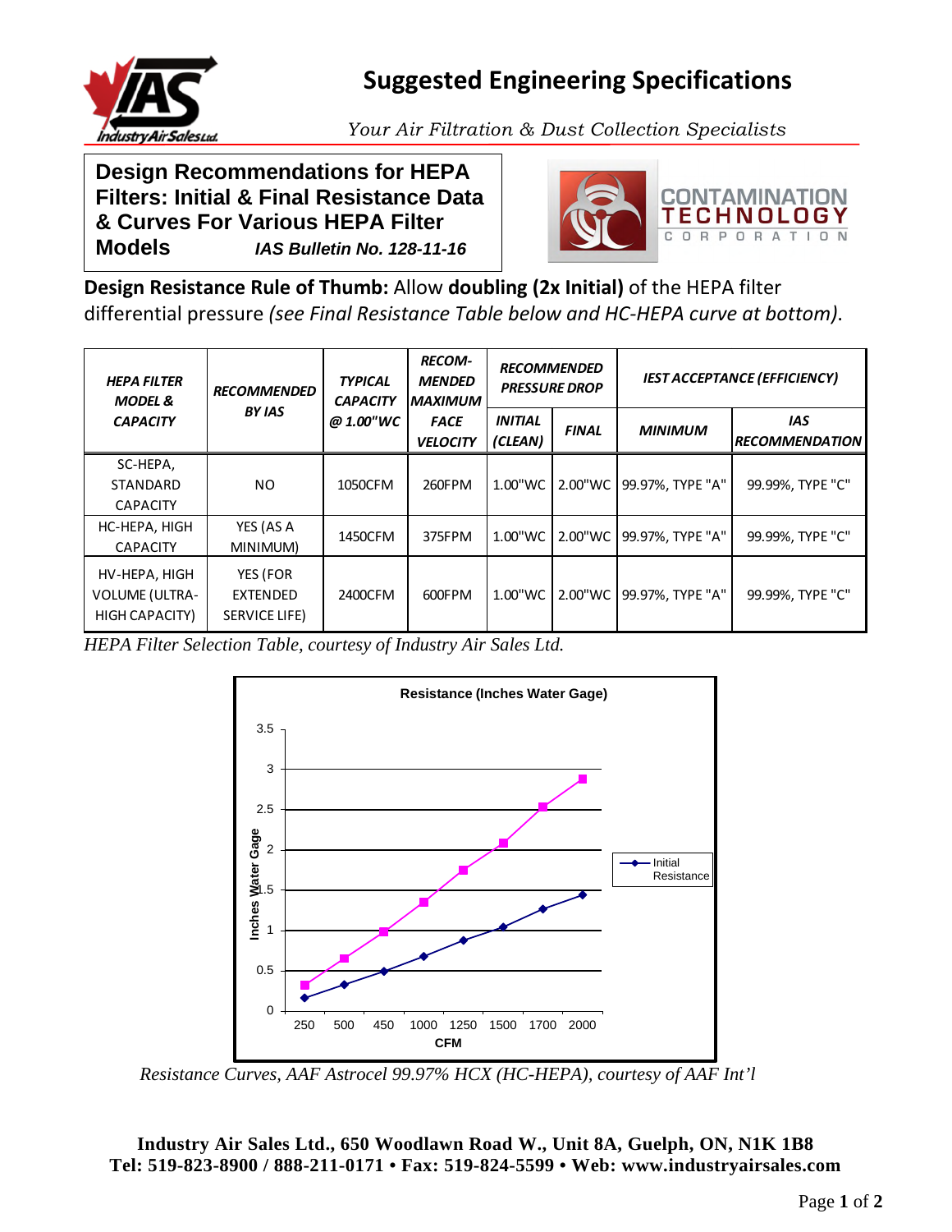# Suggested Engineering Specifications

*Your Air Filtration & Dust Collection Specialists*

## Design Recommendations for HEPA Filters: Initial & Final Resistance Data & Curves For Various HEPA Filter Models

***IAS Bulletin No. 128-11-16***

**Design Resistance Rule of Thumb:** Allow **doubling (2x Initial)** of the HEPA filter differential pressure *(see Final Resistance Table below and HC-HEPA curve at bottom)*.

| HEPA FILTER MODEL & CAPACITY | RECOMMENDED BY IAS | TYPICAL CAPACITY @ 1.00"WC | RECOM-MENDED MAXIMUM FACE VELOCITY | RECOMMENDED PRESSURE DROP | | IEST ACCEPTANCE (EFFICIENCY) | |
|---|---|---|---|---|---|---|---|
| | | | | INITIAL (CLEAN) | FINAL | MINIMUM | IAS RECOMMENDATION |
| SC-HEPA, STANDARD CAPACITY | NO | 1050CFM | 260FPM | 1.00"WC | 2.00"WC | 99.97%, TYPE "A" | 99.99%, TYPE "C" |
| HC-HEPA, HIGH CAPACITY | YES (AS A MINIMUM) | 1450CFM | 375FPM | 1.00"WC | 2.00"WC | 99.97%, TYPE "A" | 99.99%, TYPE "C" |
| HV-HEPA, HIGH VOLUME (ULTRA-HIGH CAPACITY) | YES (FOR EXTENDED SERVICE LIFE) | 2400CFM | 600FPM | 1.00"WC | 2.00"WC | 99.97%, TYPE "A" | 99.99%, TYPE "C" |

*HEPA Filter Selection Table, courtesy of Industry Air Sales Ltd.*

**Resistance (Inches Water Gage)**

| CFM | 250 | 500 | 450 | 1000 | 1250 | 1500 | 1700 | 2000 |
|---|---|---|---|---|---|---|---|---|
| Initial Resistance (Inches Water Gage) | 0.16 | 0.33 | 0.5 | 0.68 | 0.88 | 1.05 | 1.27 | 1.45 |
| Final Resistance (Inches Water Gage) | 0.32 | 0.66 | 1.0 | 1.35 | 1.75 | 2.1 | 2.54 | 2.9 |

*Resistance Curves, AAF Astrocel 99.97% HCX (HC-HEPA), courtesy of AAF Int'l*

**Industry Air Sales Ltd., 650 Woodlawn Road W., Unit 8A, Guelph, ON, N1K 1B8**
**Tel: 519-823-8900 / 888-211-0171 • Fax: 519-824-5599 • Web: www.industryairsales.com**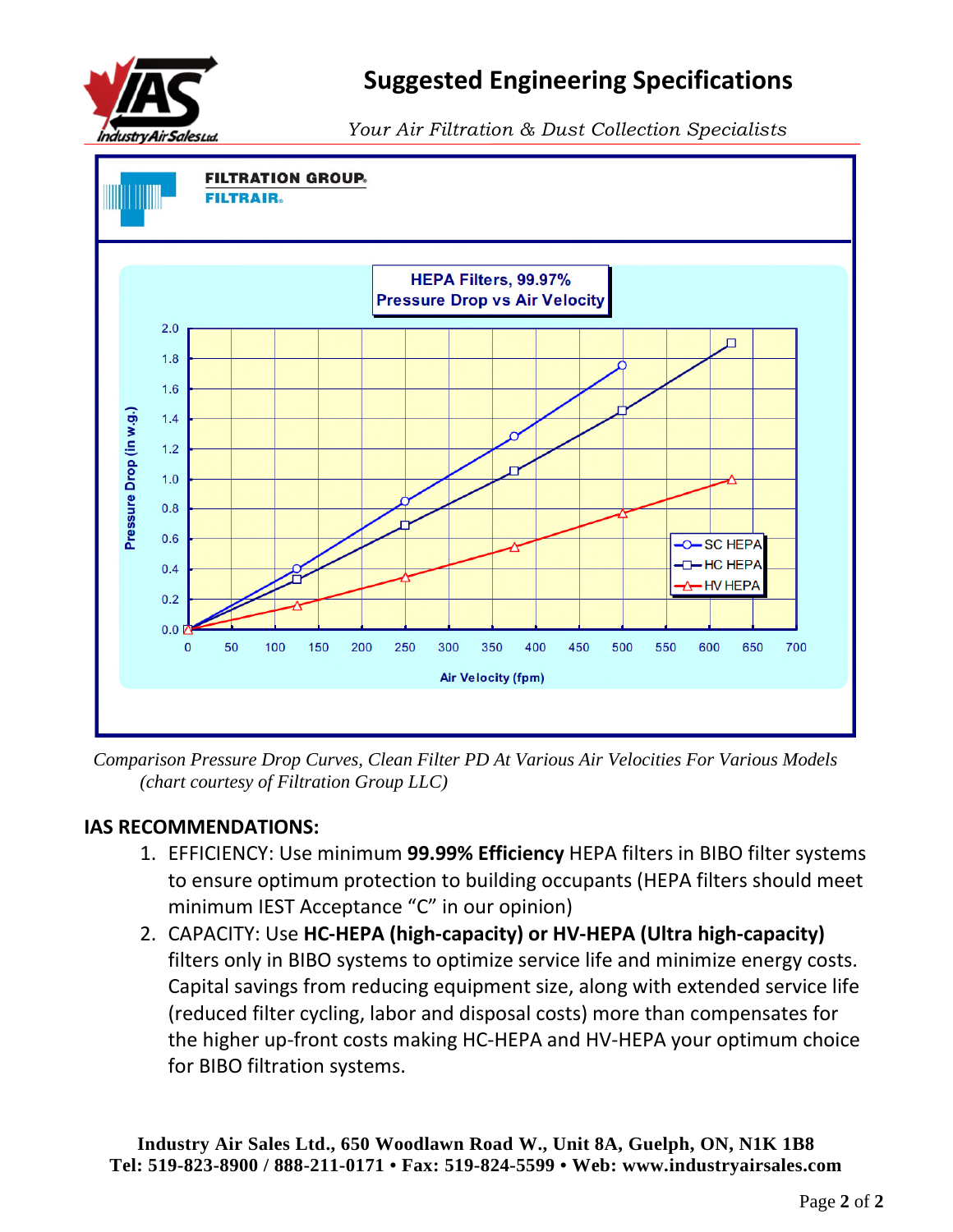# Suggested Engineering Specifications

*Your Air Filtration & Dust Collection Specialists*

FILTRATION GROUP
FILTRAIR

HEPA Filters, 99.97%
Pressure Drop vs Air Velocity

Pressure Drop (in w.g.)

2.0
1.8
1.6
1.4
1.2
1.0
0.8
0.6
0.4
0.2
0.0

0 50 100 150 200 250 300 350 400 450 500 550 600 650 700

Air Velocity (fpm)

SC HEPA
HC HEPA
HV HEPA

*Comparison Pressure Drop Curves, Clean Filter PD At Various Air Velocities For Various Models (chart courtesy of Filtration Group LLC)*

## IAS RECOMMENDATIONS:

1. EFFICIENCY: Use minimum **99.99% Efficiency** HEPA filters in BIBO filter systems to ensure optimum protection to building occupants (HEPA filters should meet minimum IEST Acceptance "C" in our opinion)
2. CAPACITY: Use **HC-HEPA (high-capacity) or HV-HEPA (Ultra high-capacity)** filters only in BIBO systems to optimize service life and minimize energy costs. Capital savings from reducing equipment size, along with extended service life (reduced filter cycling, labor and disposal costs) more than compensates for the higher up-front costs making HC-HEPA and HV-HEPA your optimum choice for BIBO filtration systems.

**Industry Air Sales Ltd., 650 Woodlawn Road W., Unit 8A, Guelph, ON, N1K 1B8**
**Tel: 519-823-8900 / 888-211-0171 • Fax: 519-824-5599 • Web: www.industryairsales.com**